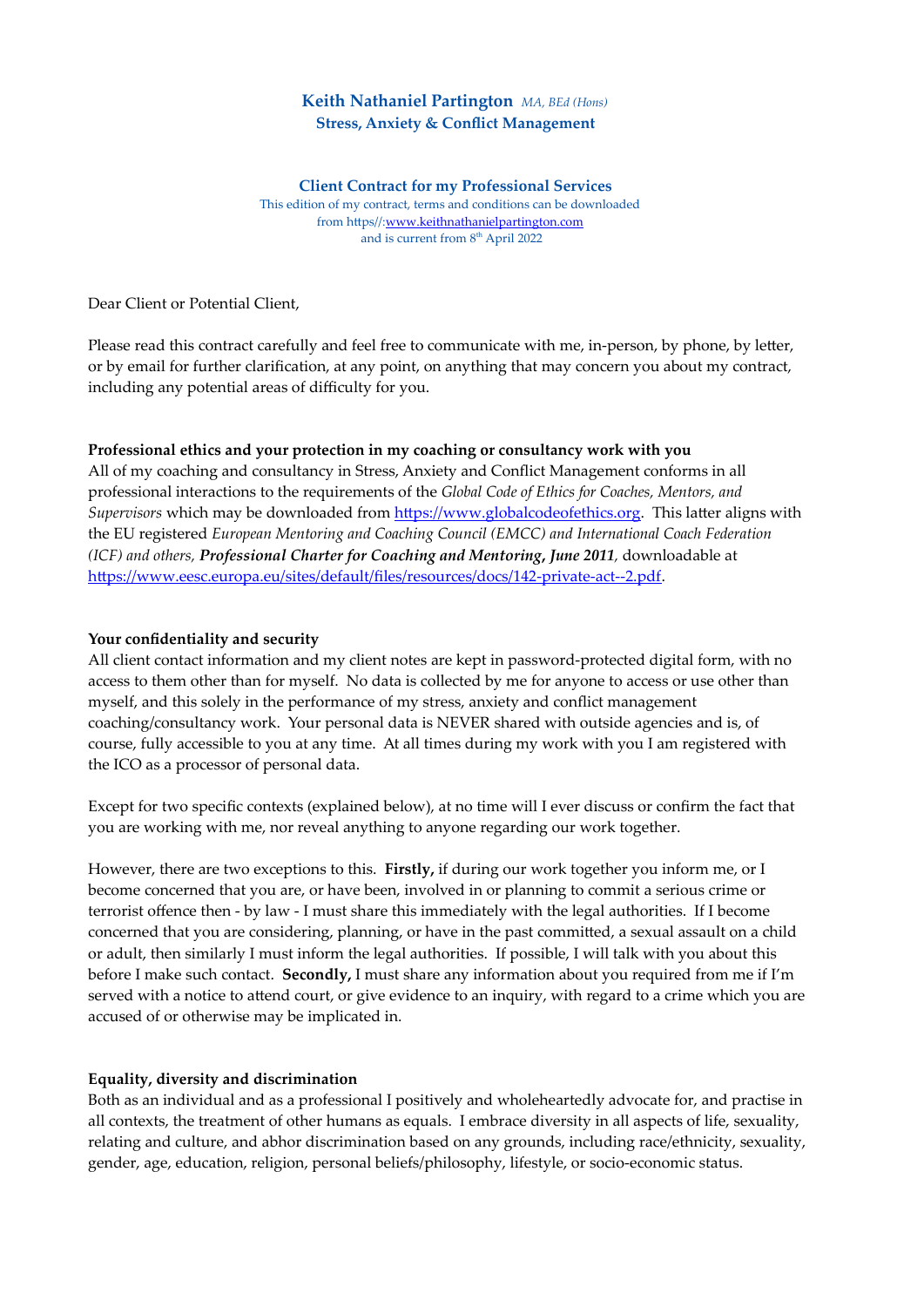**Keith Nathaniel Partington** *MA, BEd (Hons)*
**Stress, Anxiety & Conflict Management**

**Client Contract for my Professional Services**
This edition of my contract, terms and conditions can be downloaded from https//:www.keithnathanielpartington.com and is current from 8th April 2022

Dear Client or Potential Client,

Please read this contract carefully and feel free to communicate with me, in-person, by phone, by letter, or by email for further clarification, at any point, on anything that may concern you about my contract, including any potential areas of difficulty for you.

**Professional ethics and your protection in my coaching or consultancy work with you**
All of my coaching and consultancy in Stress, Anxiety and Conflict Management conforms in all professional interactions to the requirements of the *Global Code of Ethics for Coaches, Mentors, and Supervisors* which may be downloaded from https://www.globalcodeofethics.org. This latter aligns with the EU registered *European Mentoring and Coaching Council (EMCC) and International Coach Federation (ICF) and others,* ***Professional Charter for Coaching and Mentoring*, *June 2011***, downloadable at https://www.eesc.europa.eu/sites/default/files/resources/docs/142-private-act--2.pdf.

**Your confidentiality and security**
All client contact information and my client notes are kept in password-protected digital form, with no access to them other than for myself. No data is collected by me for anyone to access or use other than myself, and this solely in the performance of my stress, anxiety and conflict management coaching/consultancy work. Your personal data is NEVER shared with outside agencies and is, of course, fully accessible to you at any time. At all times during my work with you I am registered with the ICO as a processor of personal data.

Except for two specific contexts (explained below), at no time will I ever discuss or confirm the fact that you are working with me, nor reveal anything to anyone regarding our work together.

However, there are two exceptions to this. **Firstly,** if during our work together you inform me, or I become concerned that you are, or have been, involved in or planning to commit a serious crime or terrorist offence then - by law - I must share this immediately with the legal authorities. If I become concerned that you are considering, planning, or have in the past committed, a sexual assault on a child or adult, then similarly I must inform the legal authorities. If possible, I will talk with you about this before I make such contact. **Secondly,** I must share any information about you required from me if I'm served with a notice to attend court, or give evidence to an inquiry, with regard to a crime which you are accused of or otherwise may be implicated in.

**Equality, diversity and discrimination**
Both as an individual and as a professional I positively and wholeheartedly advocate for, and practise in all contexts, the treatment of other humans as equals. I embrace diversity in all aspects of life, sexuality, relating and culture, and abhor discrimination based on any grounds, including race/ethnicity, sexuality, gender, age, education, religion, personal beliefs/philosophy, lifestyle, or socio-economic status.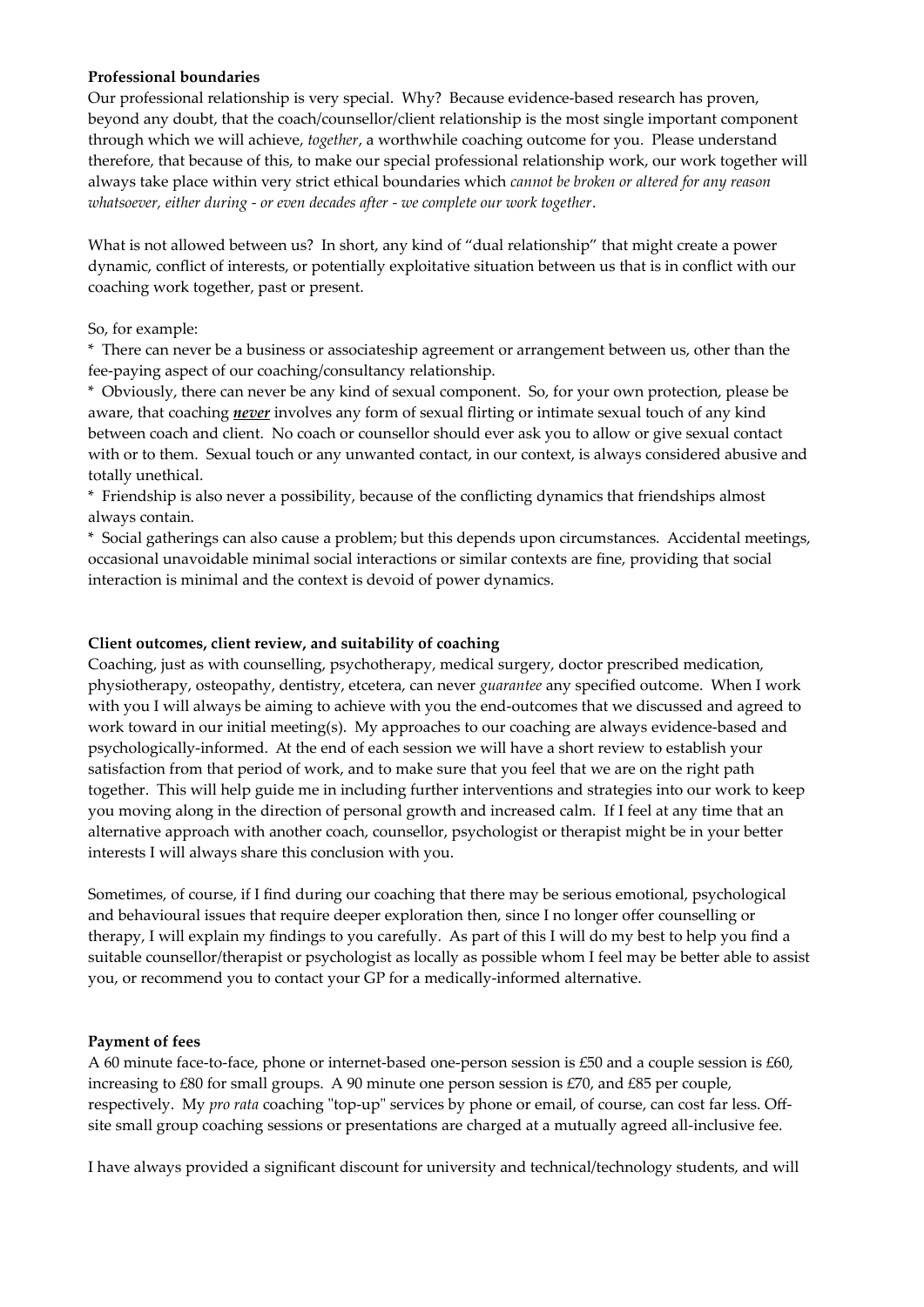**Professional boundaries**

Our professional relationship is very special. Why? Because evidence-based research has proven, beyond any doubt, that the coach/counsellor/client relationship is the most single important component through which we will achieve, *together*, a worthwhile coaching outcome for you. Please understand therefore, that because of this, to make our special professional relationship work, our work together will always take place within very strict ethical boundaries which *cannot be broken or altered for any reason whatsoever, either during - or even decades after - we complete our work together*.

What is not allowed between us? In short, any kind of "dual relationship" that might create a power dynamic, conflict of interests, or potentially exploitative situation between us that is in conflict with our coaching work together, past or present.

So, for example:

* There can never be a business or associateship agreement or arrangement between us, other than the fee-paying aspect of our coaching/consultancy relationship.
* Obviously, there can never be any kind of sexual component. So, for your own protection, please be aware, that coaching ***never*** involves any form of sexual flirting or intimate sexual touch of any kind between coach and client. No coach or counsellor should ever ask you to allow or give sexual contact with or to them. Sexual touch or any unwanted contact, in our context, is always considered abusive and totally unethical.
* Friendship is also never a possibility, because of the conflicting dynamics that friendships almost always contain.
* Social gatherings can also cause a problem; but this depends upon circumstances. Accidental meetings, occasional unavoidable minimal social interactions or similar contexts are fine, providing that social interaction is minimal and the context is devoid of power dynamics.

**Client outcomes, client review, and suitability of coaching**

Coaching, just as with counselling, psychotherapy, medical surgery, doctor prescribed medication, physiotherapy, osteopathy, dentistry, etcetera, can never *guarantee* any specified outcome. When I work with you I will always be aiming to achieve with you the end-outcomes that we discussed and agreed to work toward in our initial meeting(s). My approaches to our coaching are always evidence-based and psychologically-informed. At the end of each session we will have a short review to establish your satisfaction from that period of work, and to make sure that you feel that we are on the right path together. This will help guide me in including further interventions and strategies into our work to keep you moving along in the direction of personal growth and increased calm. If I feel at any time that an alternative approach with another coach, counsellor, psychologist or therapist might be in your better interests I will always share this conclusion with you.

Sometimes, of course, if I find during our coaching that there may be serious emotional, psychological and behavioural issues that require deeper exploration then, since I no longer offer counselling or therapy, I will explain my findings to you carefully. As part of this I will do my best to help you find a suitable counsellor/therapist or psychologist as locally as possible whom I feel may be better able to assist you, or recommend you to contact your GP for a medically-informed alternative.

**Payment of fees**

A 60 minute face-to-face, phone or internet-based one-person session is £50 and a couple session is £60, increasing to £80 for small groups. A 90 minute one person session is £70, and £85 per couple, respectively. My *pro rata* coaching "top-up" services by phone or email, of course, can cost far less. Off-site small group coaching sessions or presentations are charged at a mutually agreed all-inclusive fee.

I have always provided a significant discount for university and technical/technology students, and will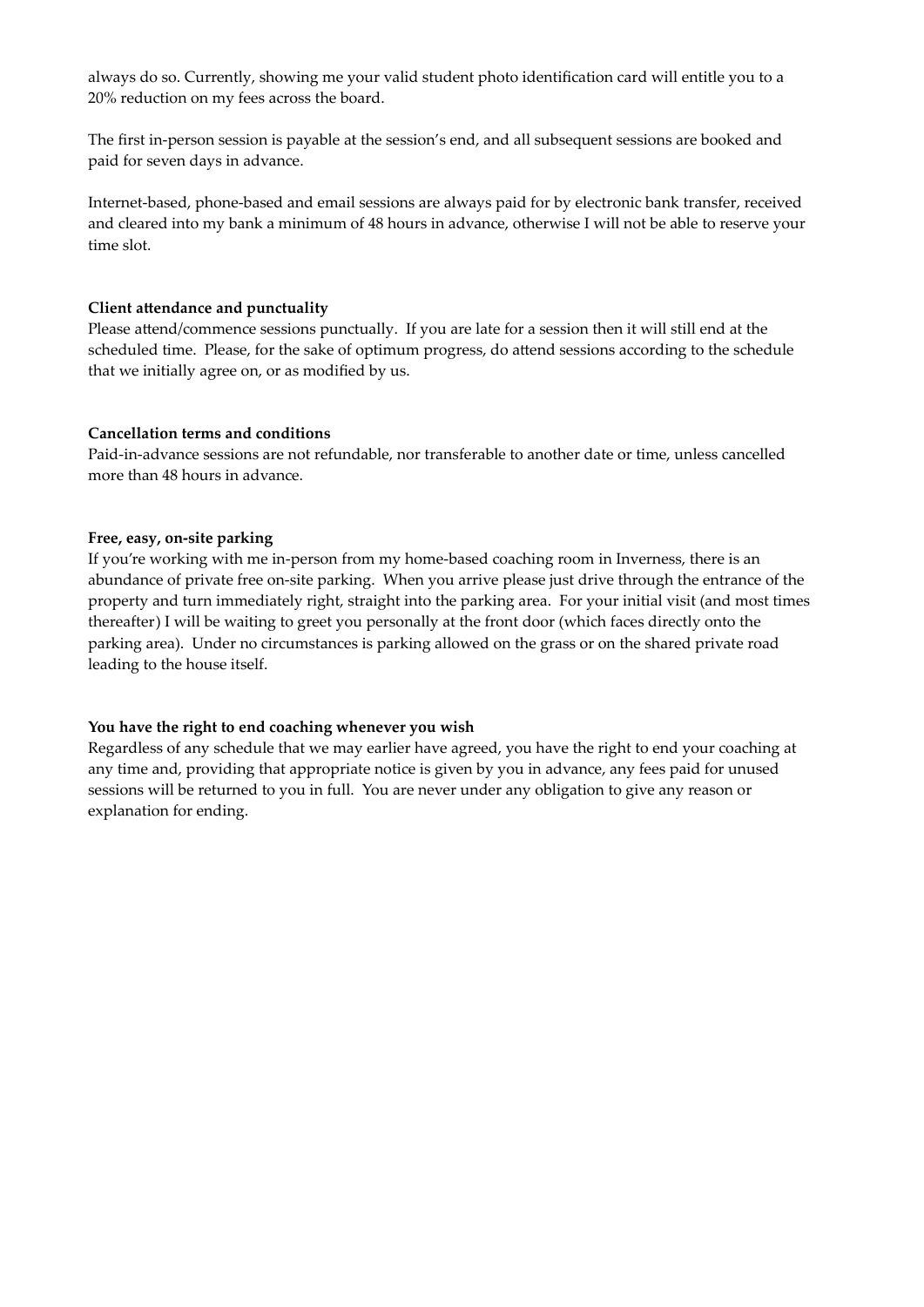always do so. Currently, showing me your valid student photo identification card will entitle you to a 20% reduction on my fees across the board.

The first in-person session is payable at the session's end, and all subsequent sessions are booked and paid for seven days in advance.

Internet-based, phone-based and email sessions are always paid for by electronic bank transfer, received and cleared into my bank a minimum of 48 hours in advance, otherwise I will not be able to reserve your time slot.

**Client attendance and punctuality**

Please attend/commence sessions punctually. If you are late for a session then it will still end at the scheduled time. Please, for the sake of optimum progress, do attend sessions according to the schedule that we initially agree on, or as modified by us.

**Cancellation terms and conditions**

Paid-in-advance sessions are not refundable, nor transferable to another date or time, unless cancelled more than 48 hours in advance.

**Free, easy, on-site parking**

If you're working with me in-person from my home-based coaching room in Inverness, there is an abundance of private free on-site parking. When you arrive please just drive through the entrance of the property and turn immediately right, straight into the parking area. For your initial visit (and most times thereafter) I will be waiting to greet you personally at the front door (which faces directly onto the parking area). Under no circumstances is parking allowed on the grass or on the shared private road leading to the house itself.

**You have the right to end coaching whenever you wish**

Regardless of any schedule that we may earlier have agreed, you have the right to end your coaching at any time and, providing that appropriate notice is given by you in advance, any fees paid for unused sessions will be returned to you in full. You are never under any obligation to give any reason or explanation for ending.